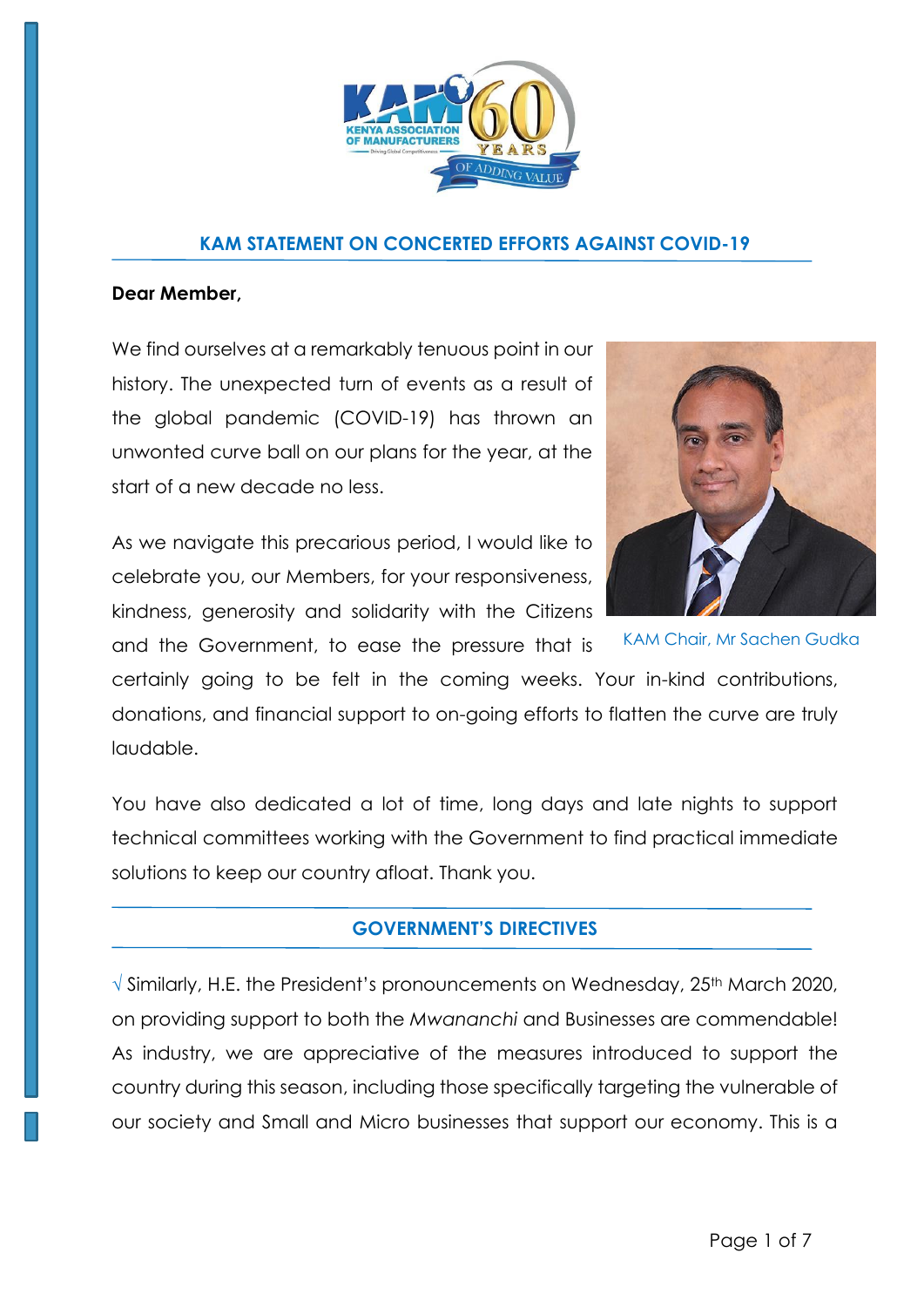## KAM STATEMENT ON CONCERTED EFFORTS AGAINST COVID-19

**Dear Member,**

We find ourselves at a remarkably tenuous point in our history. The unexpected turn of events as a result of the global pandemic (COVID-19) has thrown an unwonted curve ball on our plans for the year, at the start of a new decade no less.

KAM Chair, Mr Sachen Gudka

As we navigate this precarious period, I would like to celebrate you, our Members, for your responsiveness, kindness, generosity and solidarity with the Citizens and the Government, to ease the pressure that is certainly going to be felt in the coming weeks. Your in-kind contributions, donations, and financial support to on-going efforts to flatten the curve are truly laudable.

You have also dedicated a lot of time, long days and late nights to support technical committees working with the Government to find practical immediate solutions to keep our country afloat. Thank you.

### GOVERNMENT'S DIRECTIVES

√ Similarly, H.E. the President's pronouncements on Wednesday, 25th March 2020, on providing support to both the *Mwananchi* and Businesses are commendable! As industry, we are appreciative of the measures introduced to support the country during this season, including those specifically targeting the vulnerable of our society and Small and Micro businesses that support our economy. This is a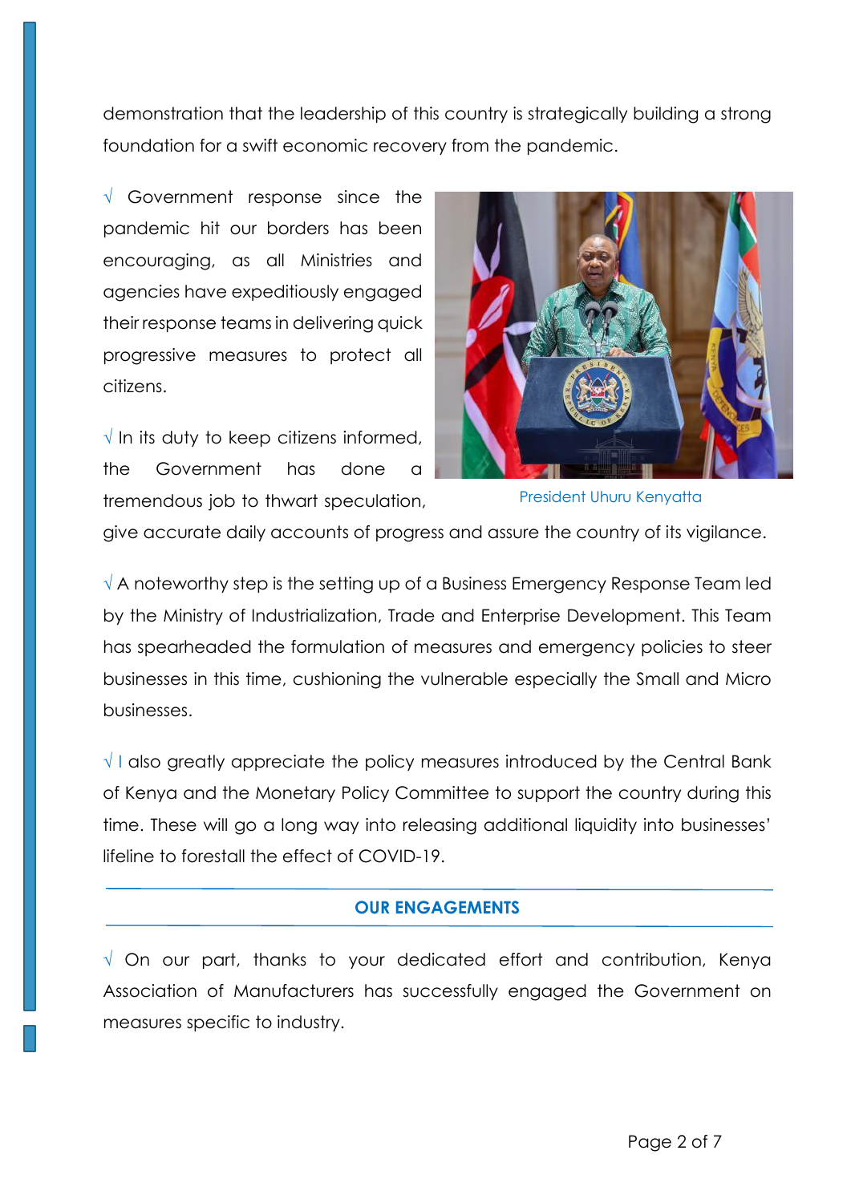demonstration that the leadership of this country is strategically building a strong foundation for a swift economic recovery from the pandemic.

√ Government response since the pandemic hit our borders has been encouraging, as all Ministries and agencies have expeditiously engaged their response teams in delivering quick progressive measures to protect all citizens.

President Uhuru Kenyatta

√ In its duty to keep citizens informed, the Government has done a tremendous job to thwart speculation, give accurate daily accounts of progress and assure the country of its vigilance.

√ A noteworthy step is the setting up of a Business Emergency Response Team led by the Ministry of Industrialization, Trade and Enterprise Development. This Team has spearheaded the formulation of measures and emergency policies to steer businesses in this time, cushioning the vulnerable especially the Small and Micro businesses.

√ I also greatly appreciate the policy measures introduced by the Central Bank of Kenya and the Monetary Policy Committee to support the country during this time. These will go a long way into releasing additional liquidity into businesses' lifeline to forestall the effect of COVID-19.

## OUR ENGAGEMENTS

√ On our part, thanks to your dedicated effort and contribution, Kenya Association of Manufacturers has successfully engaged the Government on measures specific to industry.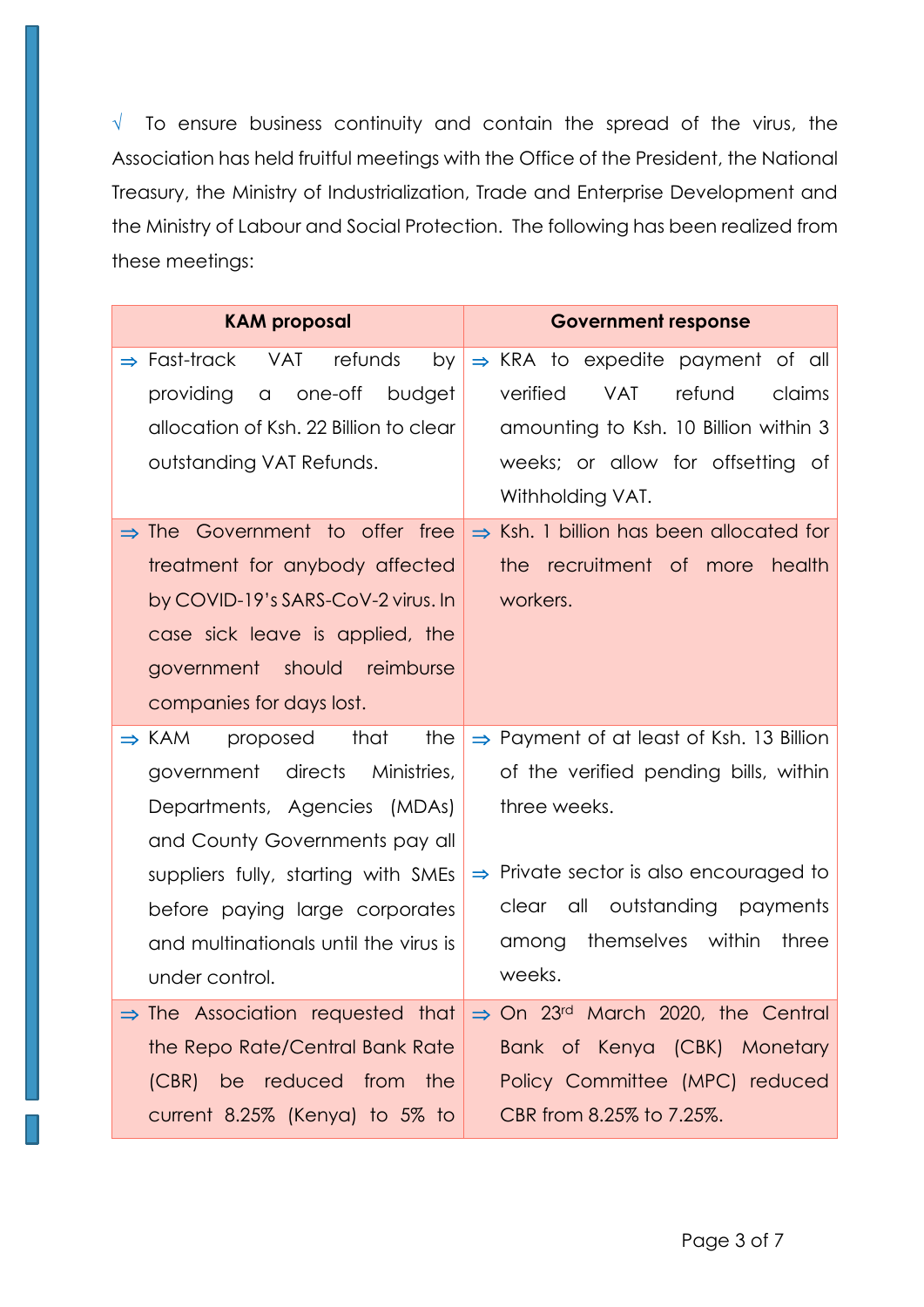√ To ensure business continuity and contain the spread of the virus, the Association has held fruitful meetings with the Office of the President, the National Treasury, the Ministry of Industrialization, Trade and Enterprise Development and the Ministry of Labour and Social Protection. The following has been realized from these meetings:

| KAM proposal | Government response |
|---|---|
| ⇒ Fast-track VAT refunds by providing a one-off budget allocation of Ksh. 22 Billion to clear outstanding VAT Refunds. | ⇒ KRA to expedite payment of all verified VAT refund claims amounting to Ksh. 10 Billion within 3 weeks; or allow for offsetting of Withholding VAT. |
| ⇒ The Government to offer free treatment for anybody affected by COVID-19's SARS-CoV-2 virus. In case sick leave is applied, the government should reimburse companies for days lost. | ⇒ Ksh. 1 billion has been allocated for the recruitment of more health workers. |
| ⇒ KAM proposed that the government directs Ministries, Departments, Agencies (MDAs) and County Governments pay all suppliers fully, starting with SMEs before paying large corporates and multinationals until the virus is under control. | ⇒ Payment of at least of Ksh. 13 Billion of the verified pending bills, within three weeks.<br><br>⇒ Private sector is also encouraged to clear all outstanding payments among themselves within three weeks. |
| ⇒ The Association requested that the Repo Rate/Central Bank Rate (CBR) be reduced from the current 8.25% (Kenya) to 5% to | ⇒ On 23rd March 2020, the Central Bank of Kenya (CBK) Monetary Policy Committee (MPC) reduced CBR from 8.25% to 7.25%. |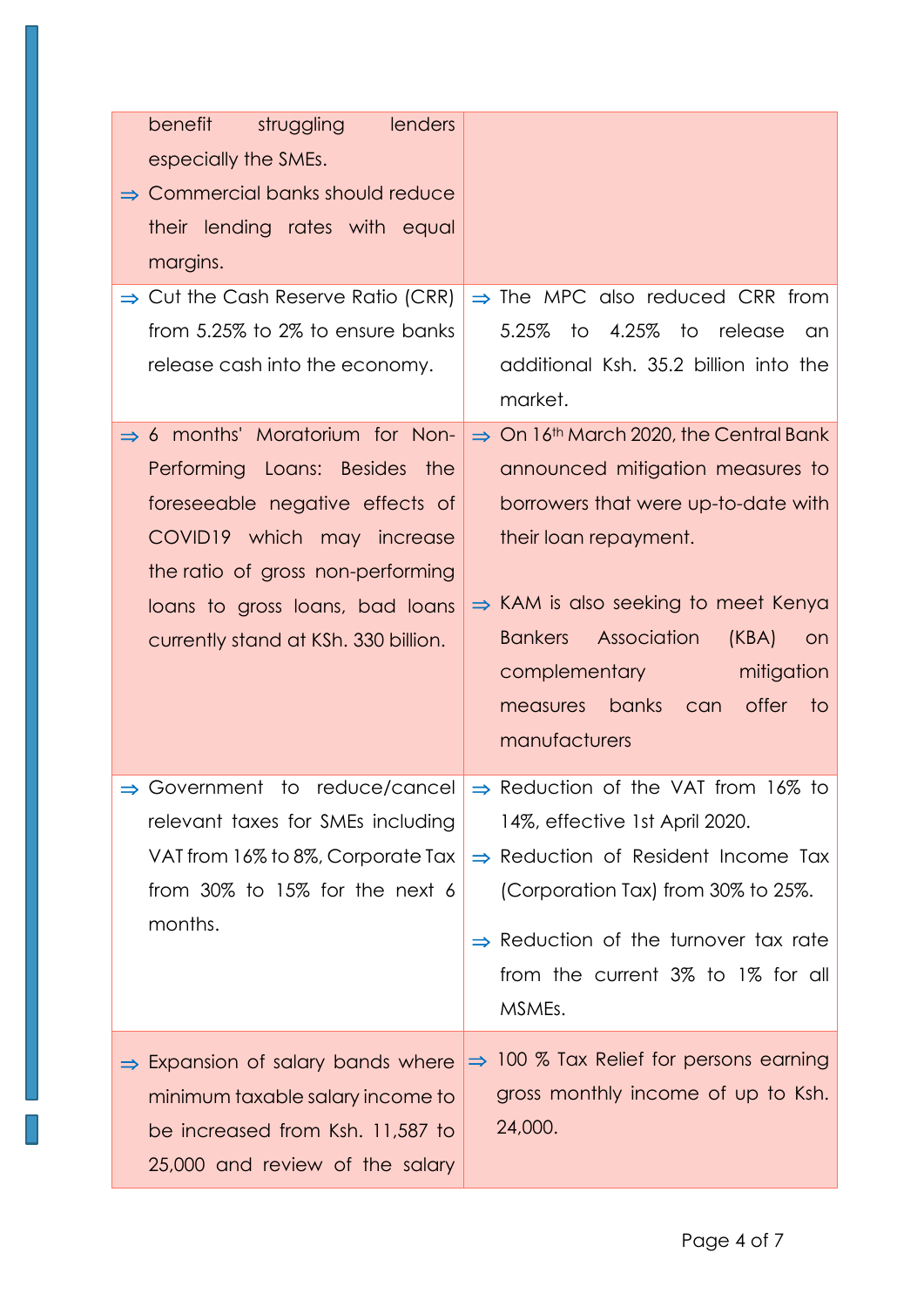| | |
|---|---|
| benefit struggling lenders especially the SMEs.<br>⇒ Commercial banks should reduce their lending rates with equal margins. | |
| ⇒ Cut the Cash Reserve Ratio (CRR) from 5.25% to 2% to ensure banks release cash into the economy. | ⇒ The MPC also reduced CRR from 5.25% to 4.25% to release an additional Ksh. 35.2 billion into the market. |
| ⇒ 6 months' Moratorium for Non-Performing Loans: Besides the foreseeable negative effects of COVID19 which may increase the ratio of gross non-performing loans to gross loans, bad loans currently stand at KSh. 330 billion. | ⇒ On 16th March 2020, the Central Bank announced mitigation measures to borrowers that were up-to-date with their loan repayment.<br><br>⇒ KAM is also seeking to meet Kenya Bankers Association (KBA) on complementary mitigation measures banks can offer to manufacturers |
| ⇒ Government to reduce/cancel relevant taxes for SMEs including VAT from 16% to 8%, Corporate Tax from 30% to 15% for the next 6 months. | ⇒ Reduction of the VAT from 16% to 14%, effective 1st April 2020.<br>⇒ Reduction of Resident Income Tax (Corporation Tax) from 30% to 25%.<br><br>⇒ Reduction of the turnover tax rate from the current 3% to 1% for all MSMEs. |
| ⇒ Expansion of salary bands where minimum taxable salary income to be increased from Ksh. 11,587 to 25,000 and review of the salary | ⇒ 100 % Tax Relief for persons earning gross monthly income of up to Ksh. 24,000. |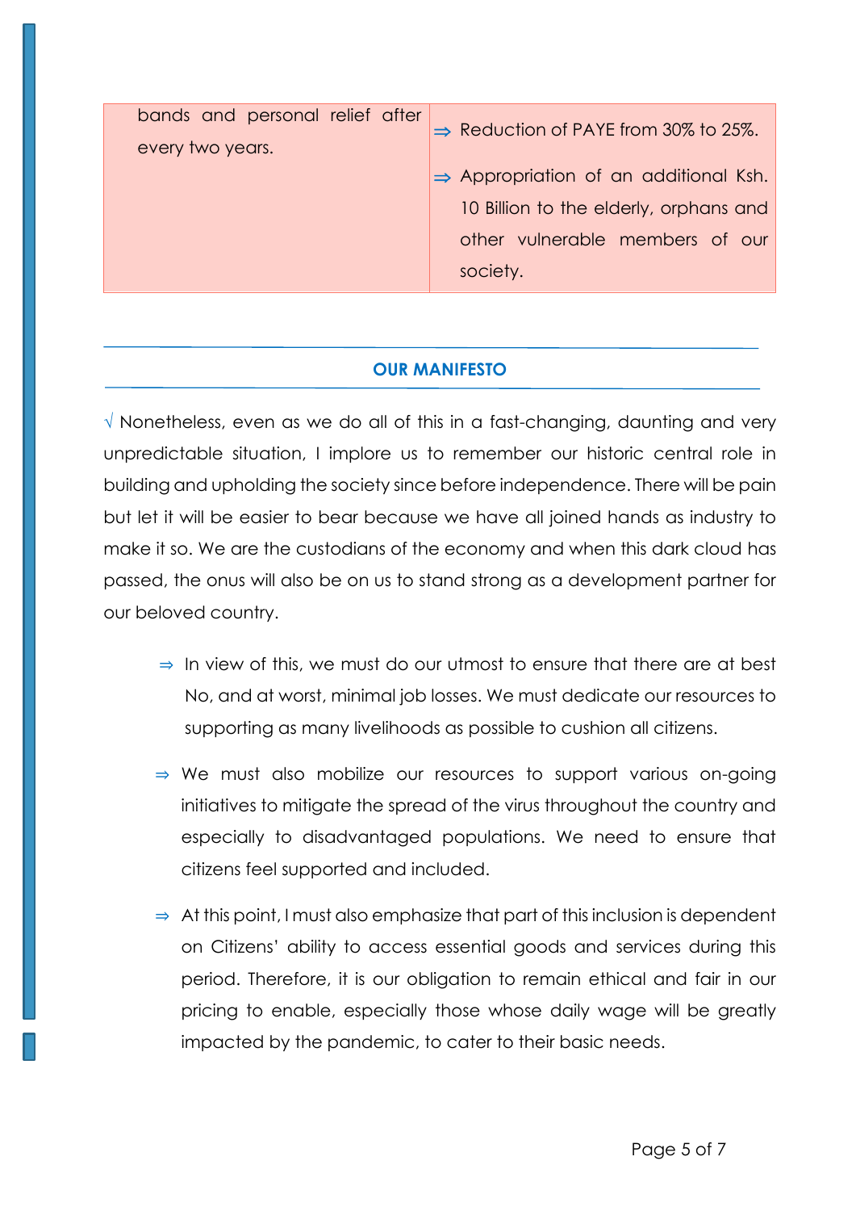| | |
|---|---|
| bands and personal relief after every two years. | ⇒ Reduction of PAYE from 30% to 25%.<br><br>⇒ Appropriation of an additional Ksh. 10 Billion to the elderly, orphans and other vulnerable members of our society. |

## OUR MANIFESTO

√ Nonetheless, even as we do all of this in a fast-changing, daunting and very unpredictable situation, I implore us to remember our historic central role in building and upholding the society since before independence. There will be pain but let it will be easier to bear because we have all joined hands as industry to make it so. We are the custodians of the economy and when this dark cloud has passed, the onus will also be on us to stand strong as a development partner for our beloved country.

- ⇒ In view of this, we must do our utmost to ensure that there are at best No, and at worst, minimal job losses. We must dedicate our resources to supporting as many livelihoods as possible to cushion all citizens.
- ⇒ We must also mobilize our resources to support various on-going initiatives to mitigate the spread of the virus throughout the country and especially to disadvantaged populations. We need to ensure that citizens feel supported and included.
- ⇒ At this point, I must also emphasize that part of this inclusion is dependent on Citizens' ability to access essential goods and services during this period. Therefore, it is our obligation to remain ethical and fair in our pricing to enable, especially those whose daily wage will be greatly impacted by the pandemic, to cater to their basic needs.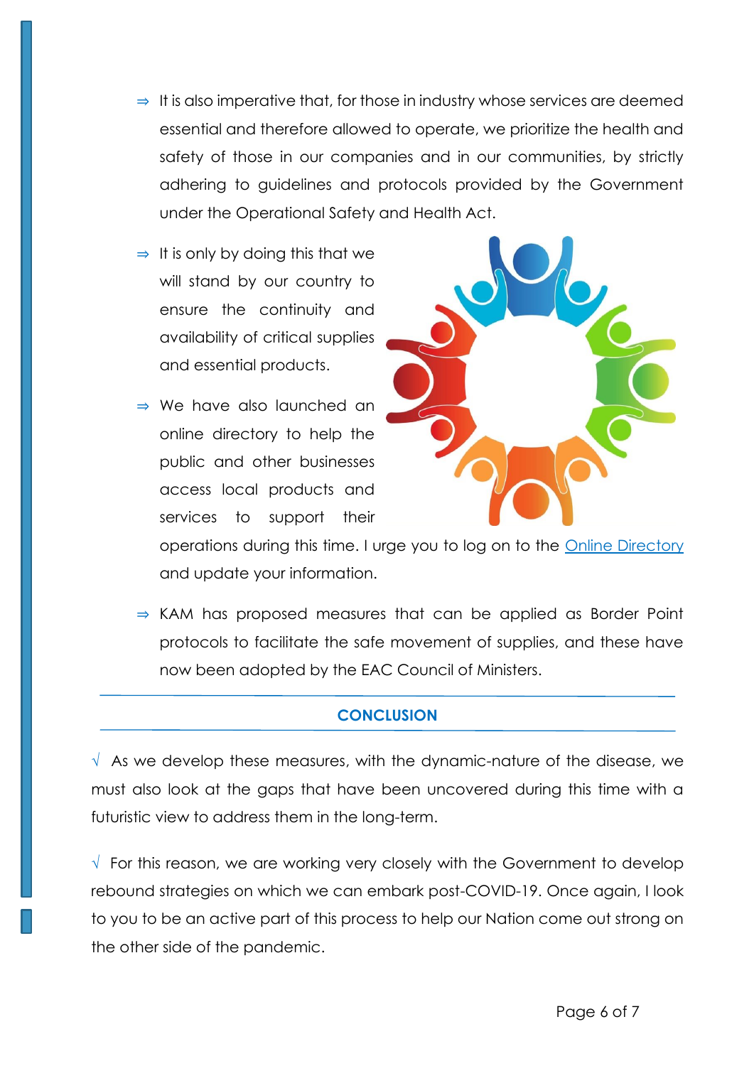- ⇒ It is also imperative that, for those in industry whose services are deemed essential and therefore allowed to operate, we prioritize the health and safety of those in our companies and in our communities, by strictly adhering to guidelines and protocols provided by the Government under the Operational Safety and Health Act.
- ⇒ It is only by doing this that we will stand by our country to ensure the continuity and availability of critical supplies and essential products.
- ⇒ We have also launched an online directory to help the public and other businesses access local products and services to support their operations during this time. I urge you to log on to the Online Directory and update your information.
- ⇒ KAM has proposed measures that can be applied as Border Point protocols to facilitate the safe movement of supplies, and these have now been adopted by the EAC Council of Ministers.

## CONCLUSION

√ As we develop these measures, with the dynamic-nature of the disease, we must also look at the gaps that have been uncovered during this time with a futuristic view to address them in the long-term.

√ For this reason, we are working very closely with the Government to develop rebound strategies on which we can embark post-COVID-19. Once again, I look to you to be an active part of this process to help our Nation come out strong on the other side of the pandemic.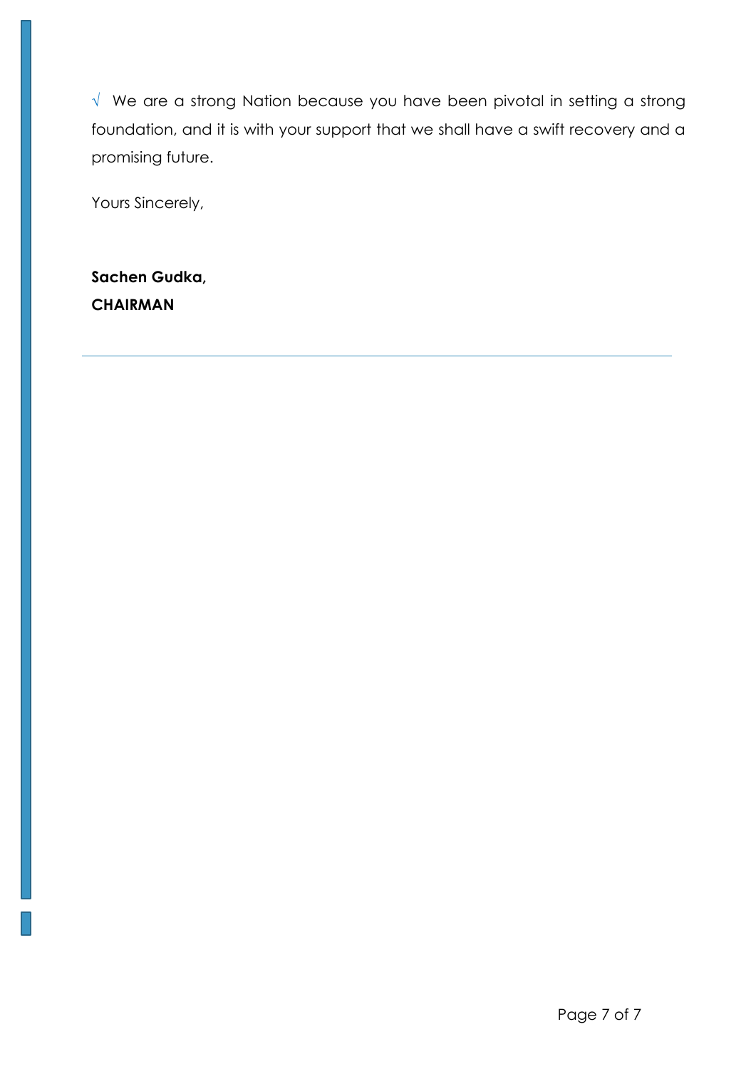√ We are a strong Nation because you have been pivotal in setting a strong foundation, and it is with your support that we shall have a swift recovery and a promising future.

Yours Sincerely,

**Sachen Gudka,**
**CHAIRMAN**

---